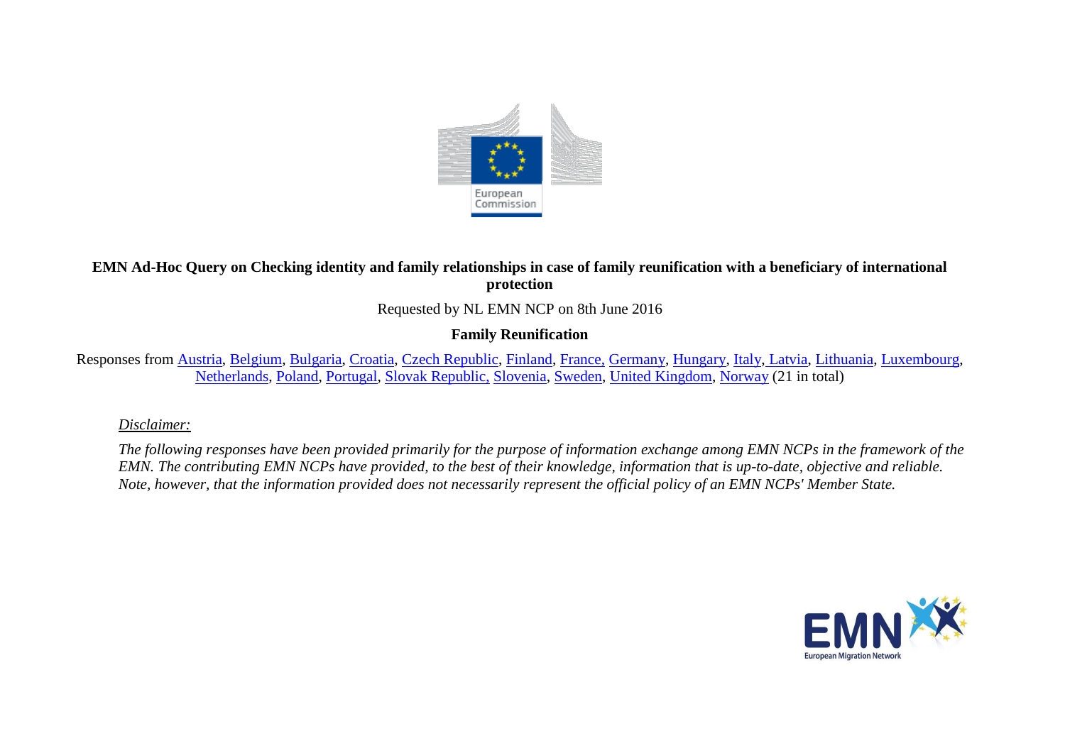**EMN Ad-Hoc Query on Checking identity and family relationships in case of family reunification with a beneficiary of international protection**

Requested by NL EMN NCP on 8th June 2016

**Family Reunification**

Responses from Austria, Belgium, Bulgaria, Croatia, Czech Republic, Finland, France, Germany, Hungary, Italy, Latvia, Lithuania, Luxembourg, Netherlands, Poland, Portugal, Slovak Republic, Slovenia, Sweden, United Kingdom, Norway (21 in total)

*Disclaimer:*

*The following responses have been provided primarily for the purpose of information exchange among EMN NCPs in the framework of the EMN. The contributing EMN NCPs have provided, to the best of their knowledge, information that is up-to-date, objective and reliable. Note, however, that the information provided does not necessarily represent the official policy of an EMN NCPs' Member State.*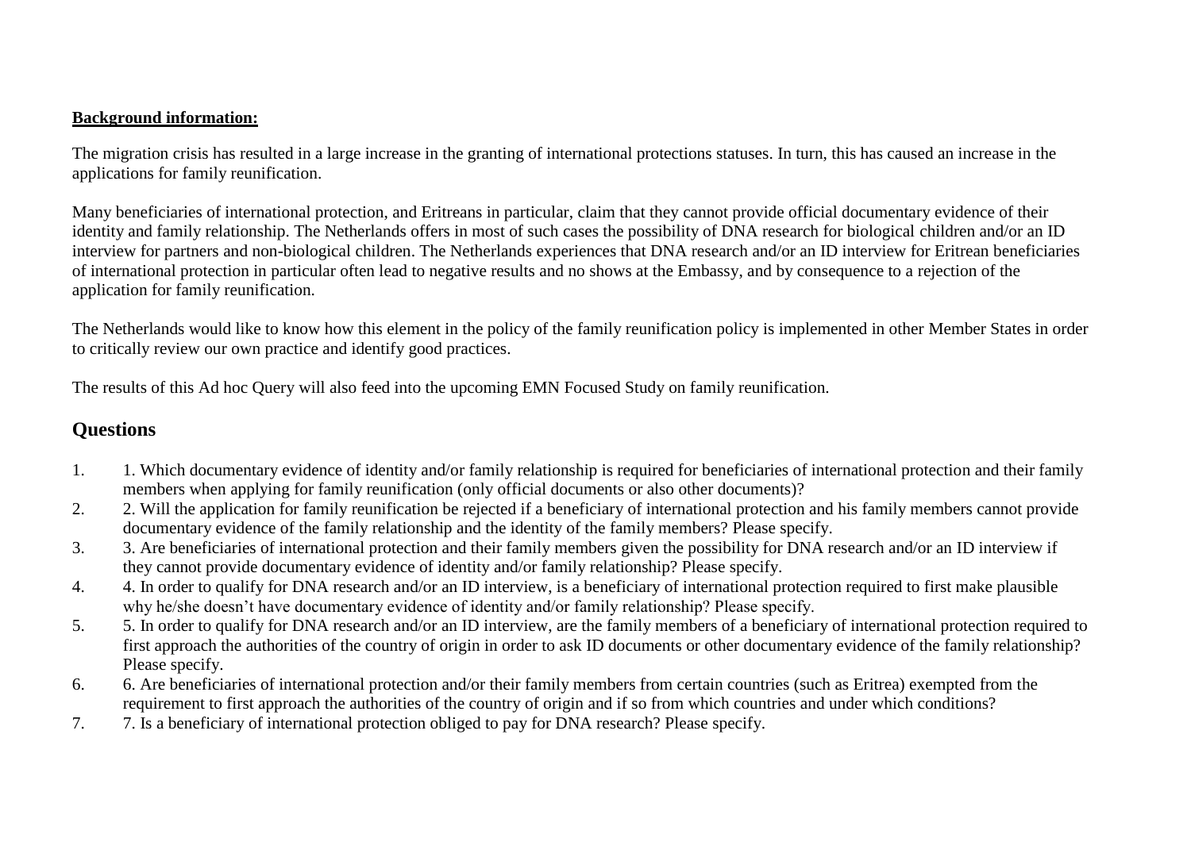**Background information:**

The migration crisis has resulted in a large increase in the granting of international protections statuses. In turn, this has caused an increase in the applications for family reunification.

Many beneficiaries of international protection, and Eritreans in particular, claim that they cannot provide official documentary evidence of their identity and family relationship. The Netherlands offers in most of such cases the possibility of DNA research for biological children and/or an ID interview for partners and non-biological children. The Netherlands experiences that DNA research and/or an ID interview for Eritrean beneficiaries of international protection in particular often lead to negative results and no shows at the Embassy, and by consequence to a rejection of the application for family reunification.

The Netherlands would like to know how this element in the policy of the family reunification policy is implemented in other Member States in order to critically review our own practice and identify good practices.

The results of this Ad hoc Query will also feed into the upcoming EMN Focused Study on family reunification.

## Questions

1. 1. Which documentary evidence of identity and/or family relationship is required for beneficiaries of international protection and their family members when applying for family reunification (only official documents or also other documents)?
2. 2. Will the application for family reunification be rejected if a beneficiary of international protection and his family members cannot provide documentary evidence of the family relationship and the identity of the family members? Please specify.
3. 3. Are beneficiaries of international protection and their family members given the possibility for DNA research and/or an ID interview if they cannot provide documentary evidence of identity and/or family relationship? Please specify.
4. 4. In order to qualify for DNA research and/or an ID interview, is a beneficiary of international protection required to first make plausible why he/she doesn't have documentary evidence of identity and/or family relationship? Please specify.
5. 5. In order to qualify for DNA research and/or an ID interview, are the family members of a beneficiary of international protection required to first approach the authorities of the country of origin in order to ask ID documents or other documentary evidence of the family relationship? Please specify.
6. 6. Are beneficiaries of international protection and/or their family members from certain countries (such as Eritrea) exempted from the requirement to first approach the authorities of the country of origin and if so from which countries and under which conditions?
7. 7. Is a beneficiary of international protection obliged to pay for DNA research? Please specify.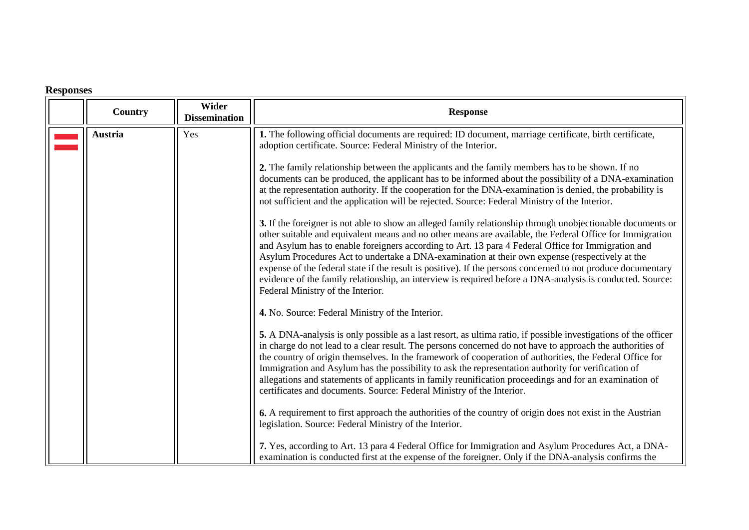**Responses**

| | Country | Wider Dissemination | Response |
|---|---|---|---|
| | **Austria** | Yes | **1.** The following official documents are required: ID document, marriage certificate, birth certificate, adoption certificate. Source: Federal Ministry of the Interior.<br><br>**2.** The family relationship between the applicants and the family members has to be shown. If no documents can be produced, the applicant has to be informed about the possibility of a DNA-examination at the representation authority. If the cooperation for the DNA-examination is denied, the probability is not sufficient and the application will be rejected. Source: Federal Ministry of the Interior.<br><br>**3.** If the foreigner is not able to show an alleged family relationship through unobjectionable documents or other suitable and equivalent means and no other means are available, the Federal Office for Immigration and Asylum has to enable foreigners according to Art. 13 para 4 Federal Office for Immigration and Asylum Procedures Act to undertake a DNA-examination at their own expense (respectively at the expense of the federal state if the result is positive). If the persons concerned to not produce documentary evidence of the family relationship, an interview is required before a DNA-analysis is conducted. Source: Federal Ministry of the Interior.<br><br>**4.** No. Source: Federal Ministry of the Interior.<br><br>**5.** A DNA-analysis is only possible as a last resort, as ultima ratio, if possible investigations of the officer in charge do not lead to a clear result. The persons concerned do not have to approach the authorities of the country of origin themselves. In the framework of cooperation of authorities, the Federal Office for Immigration and Asylum has the possibility to ask the representation authority for verification of allegations and statements of applicants in family reunification proceedings and for an examination of certificates and documents. Source: Federal Ministry of the Interior.<br><br>**6.** A requirement to first approach the authorities of the country of origin does not exist in the Austrian legislation. Source: Federal Ministry of the Interior.<br><br>**7.** Yes, according to Art. 13 para 4 Federal Office for Immigration and Asylum Procedures Act, a DNA-examination is conducted first at the expense of the foreigner. Only if the DNA-analysis confirms the |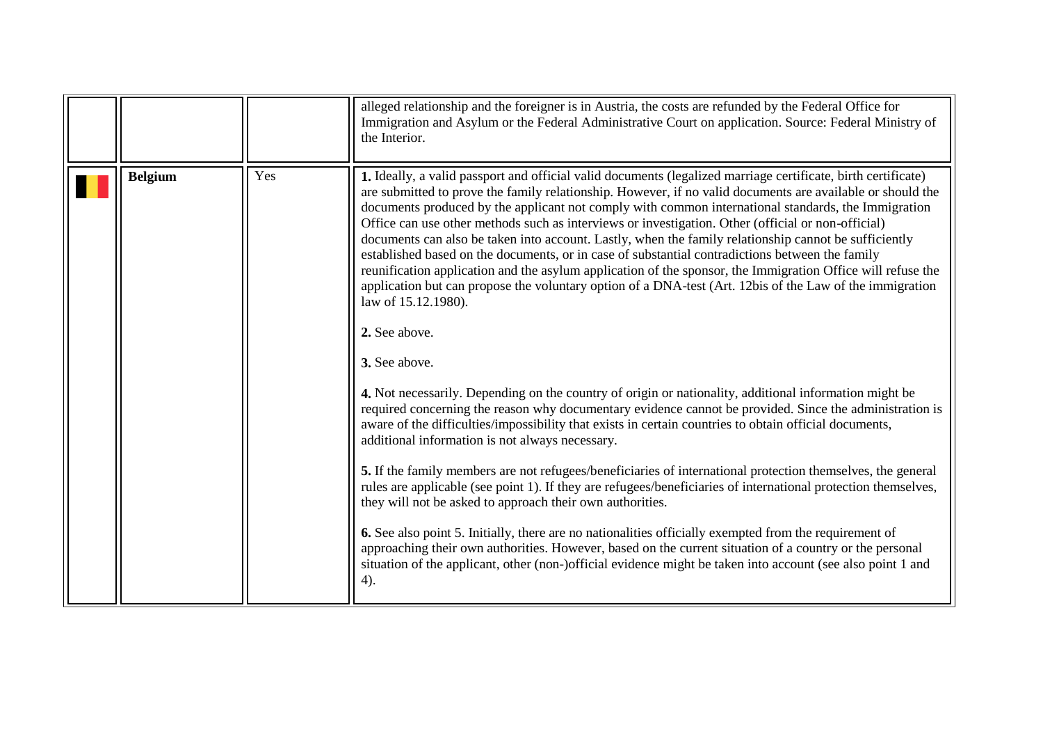| | | | |
|---|---|---|---|
| | | | alleged relationship and the foreigner is in Austria, the costs are refunded by the Federal Office for Immigration and Asylum or the Federal Administrative Court on application. Source: Federal Ministry of the Interior. |
| | **Belgium** | Yes | **1.** Ideally, a valid passport and official valid documents (legalized marriage certificate, birth certificate) are submitted to prove the family relationship. However, if no valid documents are available or should the documents produced by the applicant not comply with common international standards, the Immigration Office can use other methods such as interviews or investigation. Other (official or non-official) documents can also be taken into account. Lastly, when the family relationship cannot be sufficiently established based on the documents, or in case of substantial contradictions between the family reunification application and the asylum application of the sponsor, the Immigration Office will refuse the application but can propose the voluntary option of a DNA-test (Art. 12bis of the Law of the immigration law of 15.12.1980).<br><br>**2.** See above.<br><br>**3.** See above.<br><br>**4.** Not necessarily. Depending on the country of origin or nationality, additional information might be required concerning the reason why documentary evidence cannot be provided. Since the administration is aware of the difficulties/impossibility that exists in certain countries to obtain official documents, additional information is not always necessary.<br><br>**5.** If the family members are not refugees/beneficiaries of international protection themselves, the general rules are applicable (see point 1). If they are refugees/beneficiaries of international protection themselves, they will not be asked to approach their own authorities.<br><br>**6.** See also point 5. Initially, there are no nationalities officially exempted from the requirement of approaching their own authorities. However, based on the current situation of a country or the personal situation of the applicant, other (non-)official evidence might be taken into account (see also point 1 and 4). |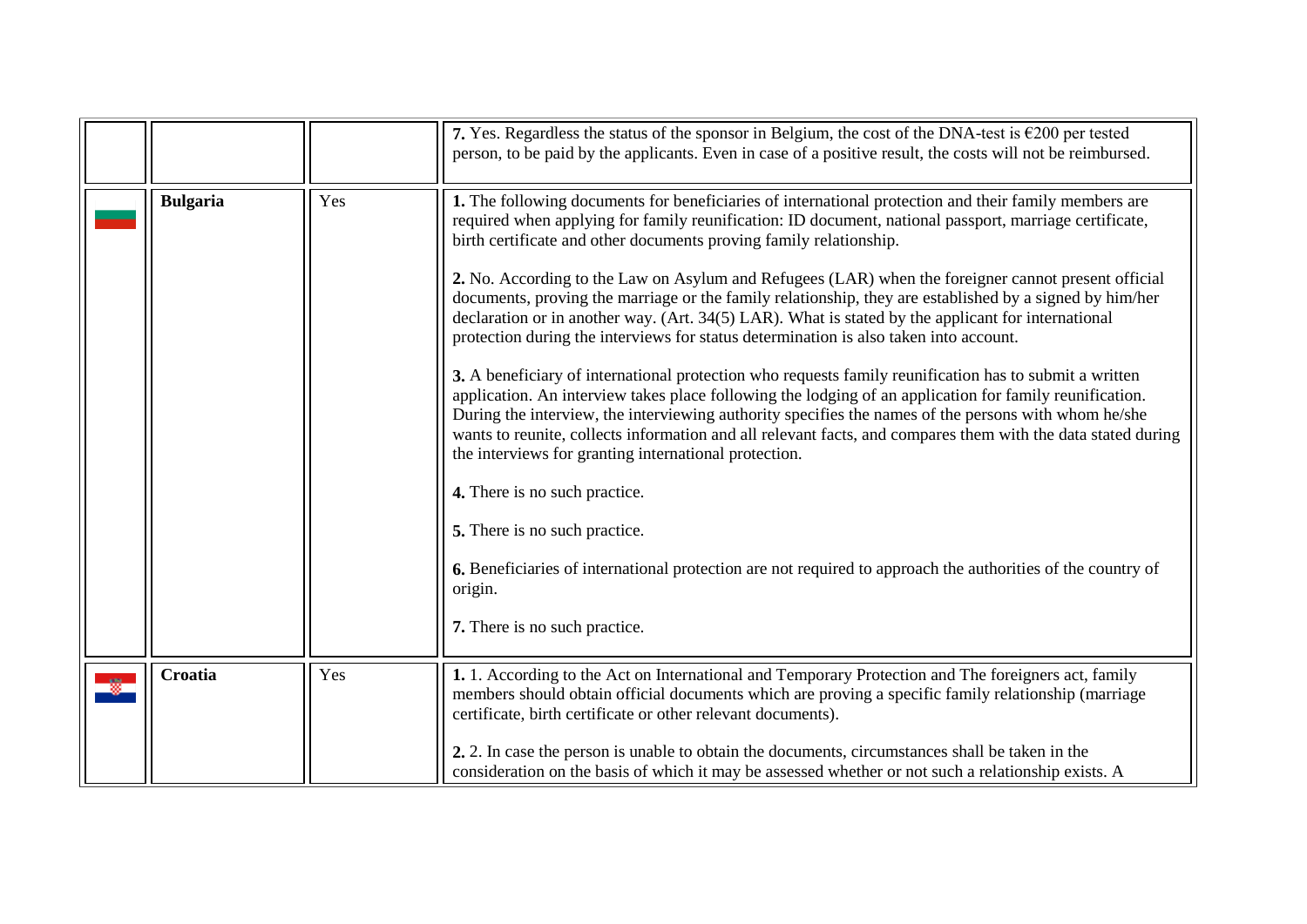| | | | |
|---|---|---|---|
| | | | **7.** Yes. Regardless the status of the sponsor in Belgium, the cost of the DNA-test is €200 per tested person, to be paid by the applicants. Even in case of a positive result, the costs will not be reimbursed. |
| | **Bulgaria** | Yes | **1.** The following documents for beneficiaries of international protection and their family members are required when applying for family reunification: ID document, national passport, marriage certificate, birth certificate and other documents proving family relationship.<br><br>**2.** No. According to the Law on Asylum and Refugees (LAR) when the foreigner cannot present official documents, proving the marriage or the family relationship, they are established by a signed by him/her declaration or in another way. (Art. 34(5) LAR). What is stated by the applicant for international protection during the interviews for status determination is also taken into account.<br><br>**3.** A beneficiary of international protection who requests family reunification has to submit a written application. An interview takes place following the lodging of an application for family reunification. During the interview, the interviewing authority specifies the names of the persons with whom he/she wants to reunite, collects information and all relevant facts, and compares them with the data stated during the interviews for granting international protection.<br><br>**4.** There is no such practice.<br><br>**5.** There is no such practice.<br><br>**6.** Beneficiaries of international protection are not required to approach the authorities of the country of origin.<br><br>**7.** There is no such practice. |
| | **Croatia** | Yes | **1.** 1. According to the Act on International and Temporary Protection and The foreigners act, family members should obtain official documents which are proving a specific family relationship (marriage certificate, birth certificate or other relevant documents).<br><br>**2.** 2. In case the person is unable to obtain the documents, circumstances shall be taken in the consideration on the basis of which it may be assessed whether or not such a relationship exists. A |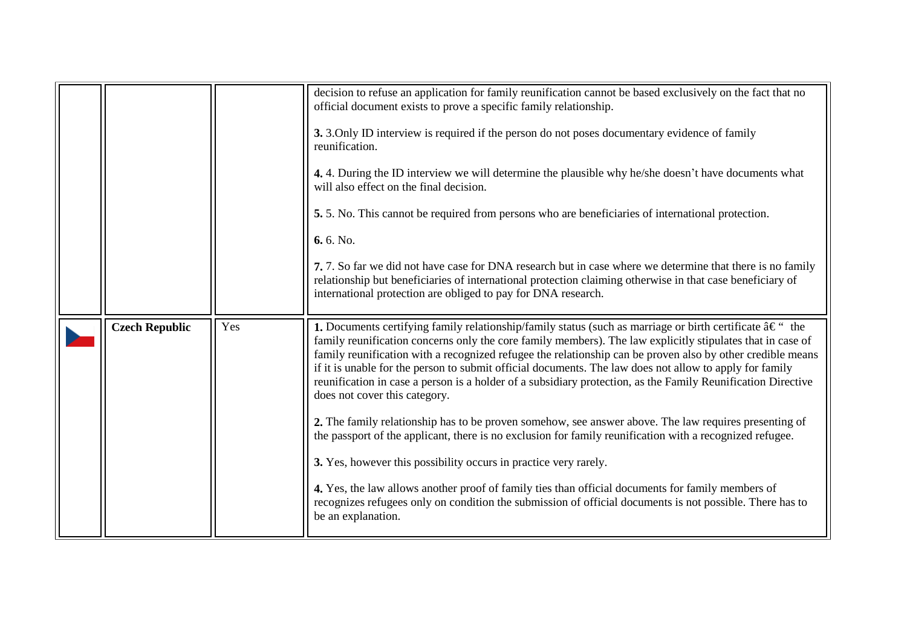| | | | |
|---|---|---|---|
| | | | decision to refuse an application for family reunification cannot be based exclusively on the fact that no official document exists to prove a specific family relationship.<br><br>**3.** 3.Only ID interview is required if the person do not poses documentary evidence of family reunification.<br><br>**4.** 4. During the ID interview we will determine the plausible why he/she doesn't have documents what will also effect on the final decision.<br><br>**5.** 5. No. This cannot be required from persons who are beneficiaries of international protection.<br><br>**6.** 6. No.<br><br>**7.** 7. So far we did not have case for DNA research but in case where we determine that there is no family relationship but beneficiaries of international protection claiming otherwise in that case beneficiary of international protection are obliged to pay for DNA research. |
| | **Czech Republic** | Yes | **1.** Documents certifying family relationship/family status (such as marriage or birth certificate â€" the family reunification concerns only the core family members). The law explicitly stipulates that in case of family reunification with a recognized refugee the relationship can be proven also by other credible means if it is unable for the person to submit official documents. The law does not allow to apply for family reunification in case a person is a holder of a subsidiary protection, as the Family Reunification Directive does not cover this category.<br><br>**2.** The family relationship has to be proven somehow, see answer above. The law requires presenting of the passport of the applicant, there is no exclusion for family reunification with a recognized refugee.<br><br>**3.** Yes, however this possibility occurs in practice very rarely.<br><br>**4.** Yes, the law allows another proof of family ties than official documents for family members of recognizes refugees only on condition the submission of official documents is not possible. There has to be an explanation. |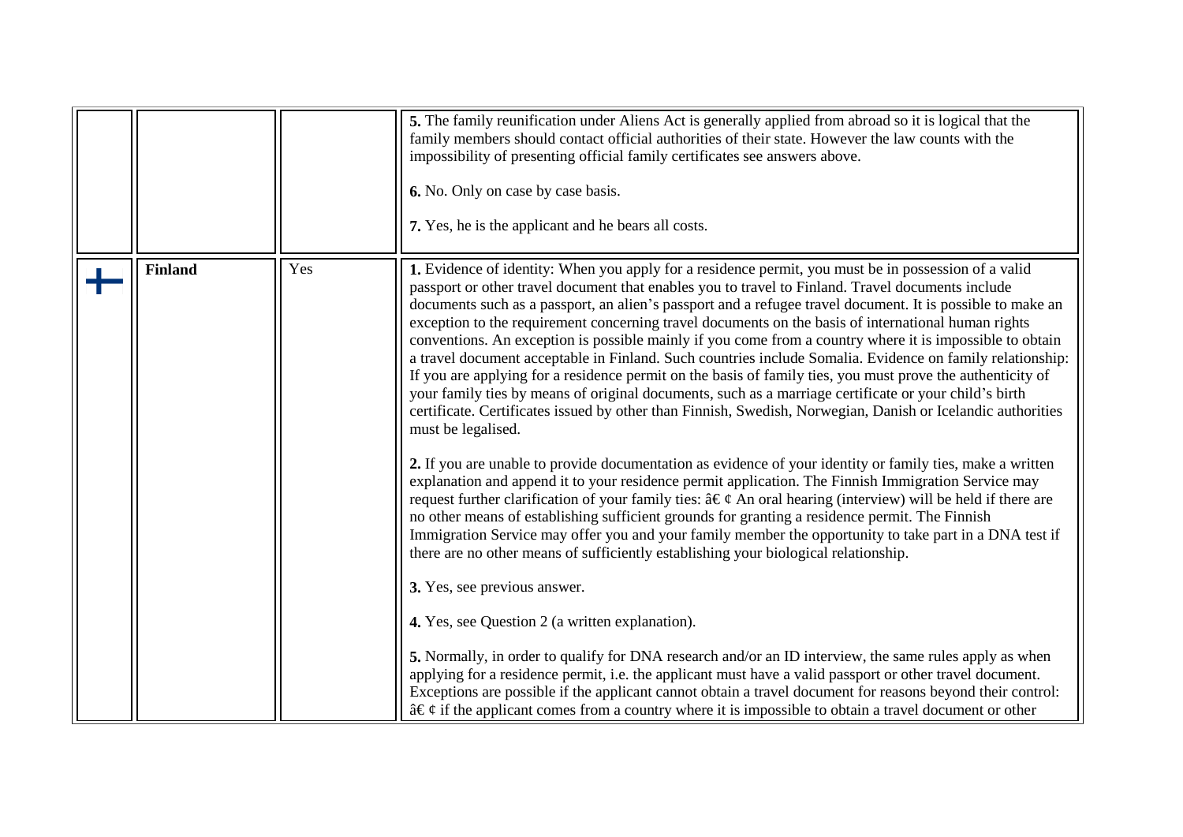| | | | |
|---|---|---|---|
| | | | **5.** The family reunification under Aliens Act is generally applied from abroad so it is logical that the family members should contact official authorities of their state. However the law counts with the impossibility of presenting official family certificates see answers above.<br><br>**6.** No. Only on case by case basis.<br><br>**7.** Yes, he is the applicant and he bears all costs. |
| | **Finland** | Yes | **1.** Evidence of identity: When you apply for a residence permit, you must be in possession of a valid passport or other travel document that enables you to travel to Finland. Travel documents include documents such as a passport, an alien's passport and a refugee travel document. It is possible to make an exception to the requirement concerning travel documents on the basis of international human rights conventions. An exception is possible mainly if you come from a country where it is impossible to obtain a travel document acceptable in Finland. Such countries include Somalia. Evidence on family relationship: If you are applying for a residence permit on the basis of family ties, you must prove the authenticity of your family ties by means of original documents, such as a marriage certificate or your child's birth certificate. Certificates issued by other than Finnish, Swedish, Norwegian, Danish or Icelandic authorities must be legalised.<br><br>**2.** If you are unable to provide documentation as evidence of your identity or family ties, make a written explanation and append it to your residence permit application. The Finnish Immigration Service may request further clarification of your family ties: â€ ¢ An oral hearing (interview) will be held if there are no other means of establishing sufficient grounds for granting a residence permit. The Finnish Immigration Service may offer you and your family member the opportunity to take part in a DNA test if there are no other means of sufficiently establishing your biological relationship.<br><br>**3.** Yes, see previous answer.<br><br>**4.** Yes, see Question 2 (a written explanation).<br><br>**5.** Normally, in order to qualify for DNA research and/or an ID interview, the same rules apply as when applying for a residence permit, i.e. the applicant must have a valid passport or other travel document. Exceptions are possible if the applicant cannot obtain a travel document for reasons beyond their control: â€ ¢ if the applicant comes from a country where it is impossible to obtain a travel document or other |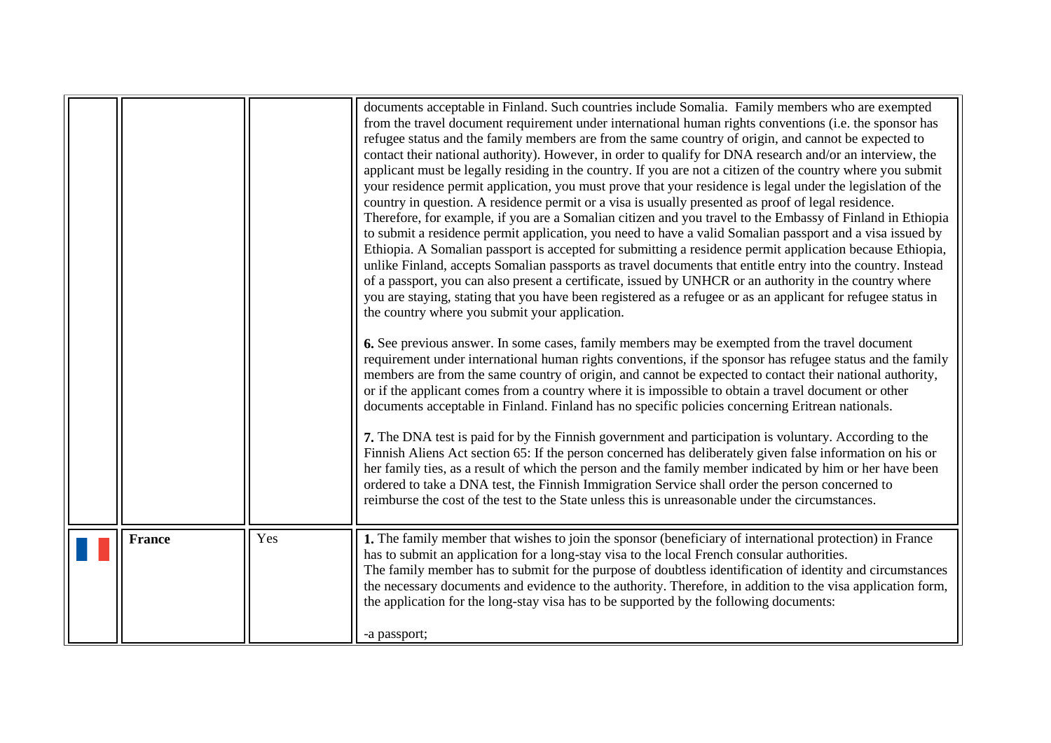| | | | |
|---|---|---|---|
| | | | documents acceptable in Finland. Such countries include Somalia. Family members who are exempted from the travel document requirement under international human rights conventions (i.e. the sponsor has refugee status and the family members are from the same country of origin, and cannot be expected to contact their national authority). However, in order to qualify for DNA research and/or an interview, the applicant must be legally residing in the country. If you are not a citizen of the country where you submit your residence permit application, you must prove that your residence is legal under the legislation of the country in question. A residence permit or a visa is usually presented as proof of legal residence. Therefore, for example, if you are a Somalian citizen and you travel to the Embassy of Finland in Ethiopia to submit a residence permit application, you need to have a valid Somalian passport and a visa issued by Ethiopia. A Somalian passport is accepted for submitting a residence permit application because Ethiopia, unlike Finland, accepts Somalian passports as travel documents that entitle entry into the country. Instead of a passport, you can also present a certificate, issued by UNHCR or an authority in the country where you are staying, stating that you have been registered as a refugee or as an applicant for refugee status in the country where you submit your application.<br><br>**6.** See previous answer. In some cases, family members may be exempted from the travel document requirement under international human rights conventions, if the sponsor has refugee status and the family members are from the same country of origin, and cannot be expected to contact their national authority, or if the applicant comes from a country where it is impossible to obtain a travel document or other documents acceptable in Finland. Finland has no specific policies concerning Eritrean nationals.<br><br>**7.** The DNA test is paid for by the Finnish government and participation is voluntary. According to the Finnish Aliens Act section 65: If the person concerned has deliberately given false information on his or her family ties, as a result of which the person and the family member indicated by him or her have been ordered to take a DNA test, the Finnish Immigration Service shall order the person concerned to reimburse the cost of the test to the State unless this is unreasonable under the circumstances. |
| | **France** | Yes | **1.** The family member that wishes to join the sponsor (beneficiary of international protection) in France has to submit an application for a long-stay visa to the local French consular authorities.<br>The family member has to submit for the purpose of doubtless identification of identity and circumstances the necessary documents and evidence to the authority. Therefore, in addition to the visa application form, the application for the long-stay visa has to be supported by the following documents:<br><br>-a passport; |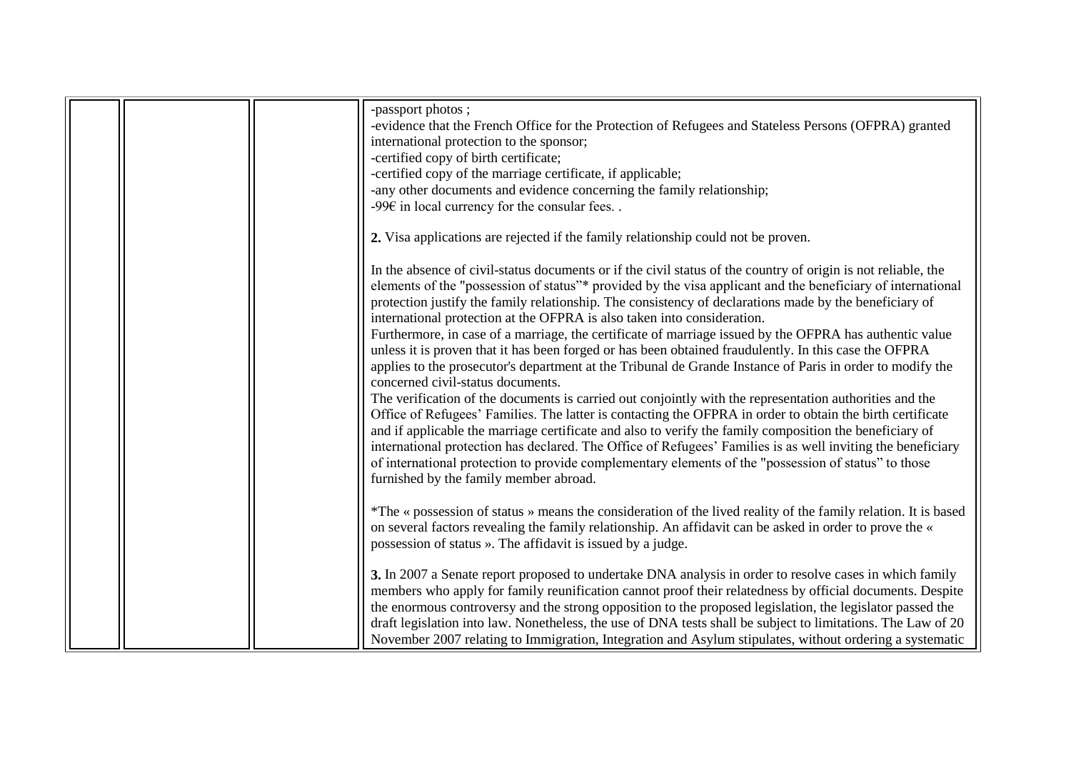-passport photos ;
-evidence that the French Office for the Protection of Refugees and Stateless Persons (OFPRA) granted international protection to the sponsor;
-certified copy of birth certificate;
-certified copy of the marriage certificate, if applicable;
-any other documents and evidence concerning the family relationship;
-99€ in local currency for the consular fees. .

**2.** Visa applications are rejected if the family relationship could not be proven.

In the absence of civil-status documents or if the civil status of the country of origin is not reliable, the elements of the "possession of status"* provided by the visa applicant and the beneficiary of international protection justify the family relationship. The consistency of declarations made by the beneficiary of international protection at the OFPRA is also taken into consideration.
Furthermore, in case of a marriage, the certificate of marriage issued by the OFPRA has authentic value unless it is proven that it has been forged or has been obtained fraudulently. In this case the OFPRA applies to the prosecutor's department at the Tribunal de Grande Instance of Paris in order to modify the concerned civil-status documents.
The verification of the documents is carried out conjointly with the representation authorities and the Office of Refugees' Families. The latter is contacting the OFPRA in order to obtain the birth certificate and if applicable the marriage certificate and also to verify the family composition the beneficiary of international protection has declared. The Office of Refugees' Families is as well inviting the beneficiary of international protection to provide complementary elements of the "possession of status" to those furnished by the family member abroad.

*The « possession of status » means the consideration of the lived reality of the family relation. It is based on several factors revealing the family relationship. An affidavit can be asked in order to prove the « possession of status ». The affidavit is issued by a judge.

**3.** In 2007 a Senate report proposed to undertake DNA analysis in order to resolve cases in which family members who apply for family reunification cannot proof their relatedness by official documents. Despite the enormous controversy and the strong opposition to the proposed legislation, the legislator passed the draft legislation into law. Nonetheless, the use of DNA tests shall be subject to limitations. The Law of 20 November 2007 relating to Immigration, Integration and Asylum stipulates, without ordering a systematic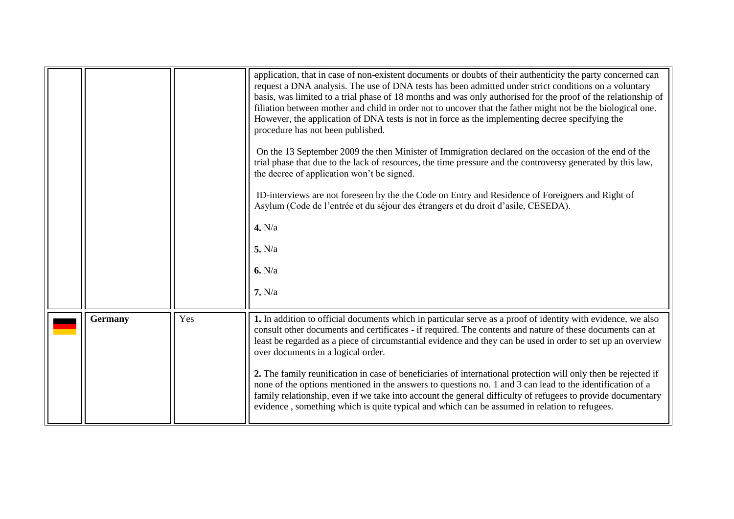|  |  |  |  |
|---|---|---|---|
|  |  |  | application, that in case of non-existent documents or doubts of their authenticity the party concerned can request a DNA analysis. The use of DNA tests has been admitted under strict conditions on a voluntary basis, was limited to a trial phase of 18 months and was only authorised for the proof of the relationship of filiation between mother and child in order not to uncover that the father might not be the biological one. However, the application of DNA tests is not in force as the implementing decree specifying the procedure has not been published.<br><br>On the 13 September 2009 the then Minister of Immigration declared on the occasion of the end of the trial phase that due to the lack of resources, the time pressure and the controversy generated by this law, the decree of application won't be signed.<br><br>ID-interviews are not foreseen by the the Code on Entry and Residence of Foreigners and Right of Asylum (Code de l'entrée et du séjour des étrangers et du droit d'asile, CESEDA).<br><br>**4.** N/a<br><br>**5.** N/a<br><br>**6.** N/a<br><br>**7.** N/a |
|  | **Germany** | Yes | **1.** In addition to official documents which in particular serve as a proof of identity with evidence, we also consult other documents and certificates - if required. The contents and nature of these documents can at least be regarded as a piece of circumstantial evidence and they can be used in order to set up an overview over documents in a logical order.<br><br>**2.** The family reunification in case of beneficiaries of international protection will only then be rejected if none of the options mentioned in the answers to questions no. 1 and 3 can lead to the identification of a family relationship, even if we take into account the general difficulty of refugees to provide documentary evidence , something which is quite typical and which can be assumed in relation to refugees. |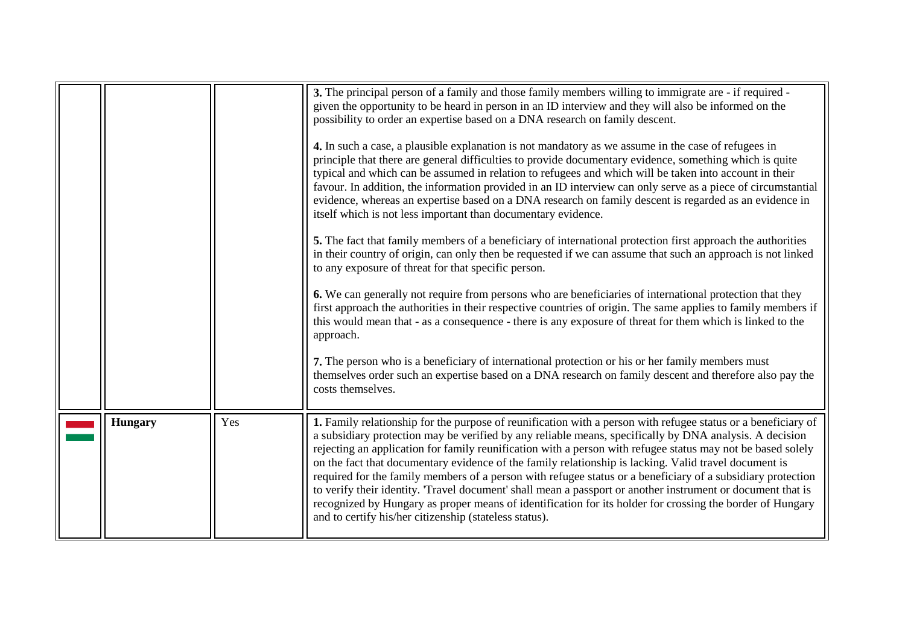| | | | |
|---|---|---|---|
| | | | **3.** The principal person of a family and those family members willing to immigrate are - if required - given the opportunity to be heard in person in an ID interview and they will also be informed on the possibility to order an expertise based on a DNA research on family descent.<br><br>**4.** In such a case, a plausible explanation is not mandatory as we assume in the case of refugees in principle that there are general difficulties to provide documentary evidence, something which is quite typical and which can be assumed in relation to refugees and which will be taken into account in their favour. In addition, the information provided in an ID interview can only serve as a piece of circumstantial evidence, whereas an expertise based on a DNA research on family descent is regarded as an evidence in itself which is not less important than documentary evidence.<br><br>**5.** The fact that family members of a beneficiary of international protection first approach the authorities in their country of origin, can only then be requested if we can assume that such an approach is not linked to any exposure of threat for that specific person.<br><br>**6.** We can generally not require from persons who are beneficiaries of international protection that they first approach the authorities in their respective countries of origin. The same applies to family members if this would mean that - as a consequence - there is any exposure of threat for them which is linked to the approach.<br><br>**7.** The person who is a beneficiary of international protection or his or her family members must themselves order such an expertise based on a DNA research on family descent and therefore also pay the costs themselves. |
| | **Hungary** | Yes | **1.** Family relationship for the purpose of reunification with a person with refugee status or a beneficiary of a subsidiary protection may be verified by any reliable means, specifically by DNA analysis. A decision rejecting an application for family reunification with a person with refugee status may not be based solely on the fact that documentary evidence of the family relationship is lacking. Valid travel document is required for the family members of a person with refugee status or a beneficiary of a subsidiary protection to verify their identity. 'Travel document' shall mean a passport or another instrument or document that is recognized by Hungary as proper means of identification for its holder for crossing the border of Hungary and to certify his/her citizenship (stateless status). |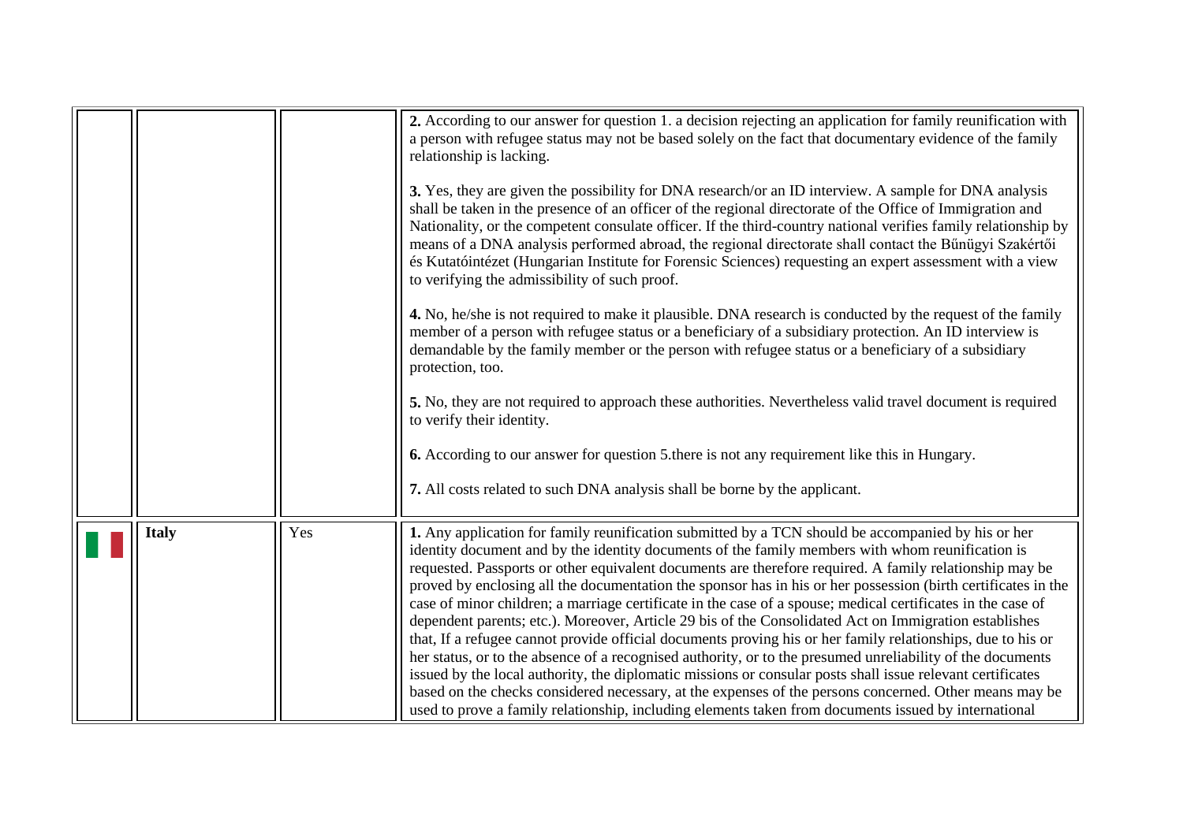| | | | |
|---|---|---|---|
| | | | **2.** According to our answer for question 1. a decision rejecting an application for family reunification with a person with refugee status may not be based solely on the fact that documentary evidence of the family relationship is lacking.<br><br>**3.** Yes, they are given the possibility for DNA research/or an ID interview. A sample for DNA analysis shall be taken in the presence of an officer of the regional directorate of the Office of Immigration and Nationality, or the competent consulate officer. If the third-country national verifies family relationship by means of a DNA analysis performed abroad, the regional directorate shall contact the Bűnügyi Szakértői és Kutatóintézet (Hungarian Institute for Forensic Sciences) requesting an expert assessment with a view to verifying the admissibility of such proof.<br><br>**4.** No, he/she is not required to make it plausible. DNA research is conducted by the request of the family member of a person with refugee status or a beneficiary of a subsidiary protection. An ID interview is demandable by the family member or the person with refugee status or a beneficiary of a subsidiary protection, too.<br><br>**5.** No, they are not required to approach these authorities. Nevertheless valid travel document is required to verify their identity.<br><br>**6.** According to our answer for question 5.there is not any requirement like this in Hungary.<br><br>**7.** All costs related to such DNA analysis shall be borne by the applicant. |
| | **Italy** | Yes | **1.** Any application for family reunification submitted by a TCN should be accompanied by his or her identity document and by the identity documents of the family members with whom reunification is requested. Passports or other equivalent documents are therefore required. A family relationship may be proved by enclosing all the documentation the sponsor has in his or her possession (birth certificates in the case of minor children; a marriage certificate in the case of a spouse; medical certificates in the case of dependent parents; etc.). Moreover, Article 29 bis of the Consolidated Act on Immigration establishes that, If a refugee cannot provide official documents proving his or her family relationships, due to his or her status, or to the absence of a recognised authority, or to the presumed unreliability of the documents issued by the local authority, the diplomatic missions or consular posts shall issue relevant certificates based on the checks considered necessary, at the expenses of the persons concerned. Other means may be used to prove a family relationship, including elements taken from documents issued by international |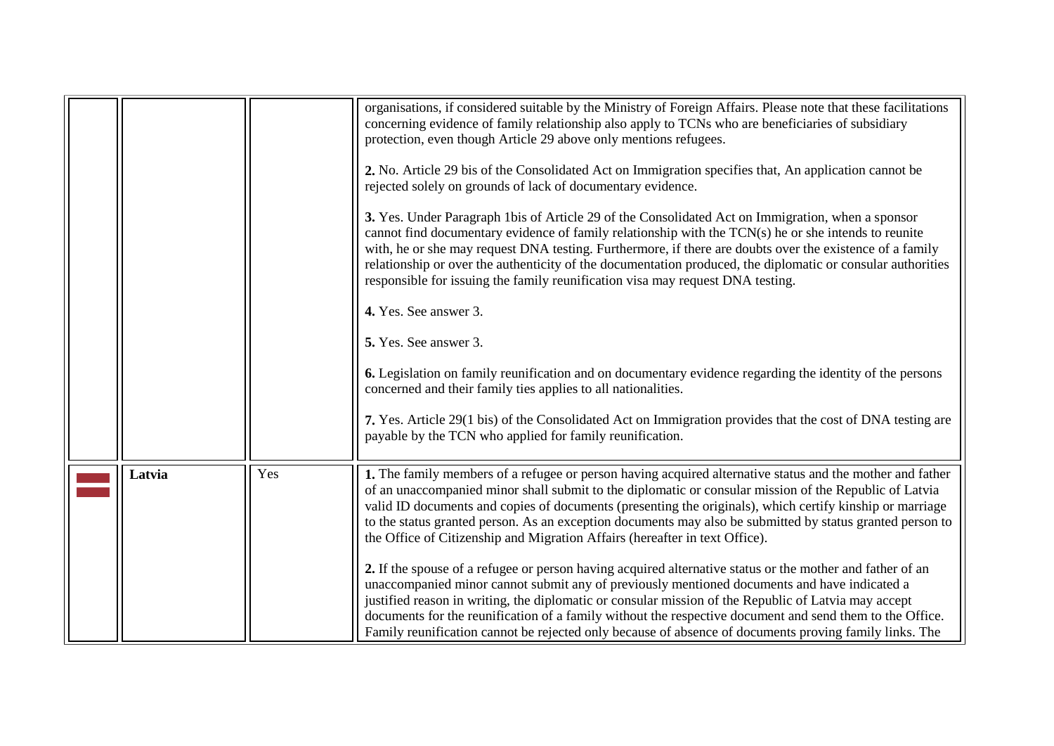| | | | |
|---|---|---|---|
| | | | organisations, if considered suitable by the Ministry of Foreign Affairs. Please note that these facilitations concerning evidence of family relationship also apply to TCNs who are beneficiaries of subsidiary protection, even though Article 29 above only mentions refugees.<br><br>**2.** No. Article 29 bis of the Consolidated Act on Immigration specifies that, An application cannot be rejected solely on grounds of lack of documentary evidence.<br><br>**3.** Yes. Under Paragraph 1bis of Article 29 of the Consolidated Act on Immigration, when a sponsor cannot find documentary evidence of family relationship with the TCN(s) he or she intends to reunite with, he or she may request DNA testing. Furthermore, if there are doubts over the existence of a family relationship or over the authenticity of the documentation produced, the diplomatic or consular authorities responsible for issuing the family reunification visa may request DNA testing.<br><br>**4.** Yes. See answer 3.<br><br>**5.** Yes. See answer 3.<br><br>**6.** Legislation on family reunification and on documentary evidence regarding the identity of the persons concerned and their family ties applies to all nationalities.<br><br>**7.** Yes. Article 29(1 bis) of the Consolidated Act on Immigration provides that the cost of DNA testing are payable by the TCN who applied for family reunification. |
| | **Latvia** | Yes | **1.** The family members of a refugee or person having acquired alternative status and the mother and father of an unaccompanied minor shall submit to the diplomatic or consular mission of the Republic of Latvia valid ID documents and copies of documents (presenting the originals), which certify kinship or marriage to the status granted person. As an exception documents may also be submitted by status granted person to the Office of Citizenship and Migration Affairs (hereafter in text Office).<br><br>**2.** If the spouse of a refugee or person having acquired alternative status or the mother and father of an unaccompanied minor cannot submit any of previously mentioned documents and have indicated a justified reason in writing, the diplomatic or consular mission of the Republic of Latvia may accept documents for the reunification of a family without the respective document and send them to the Office. Family reunification cannot be rejected only because of absence of documents proving family links. The |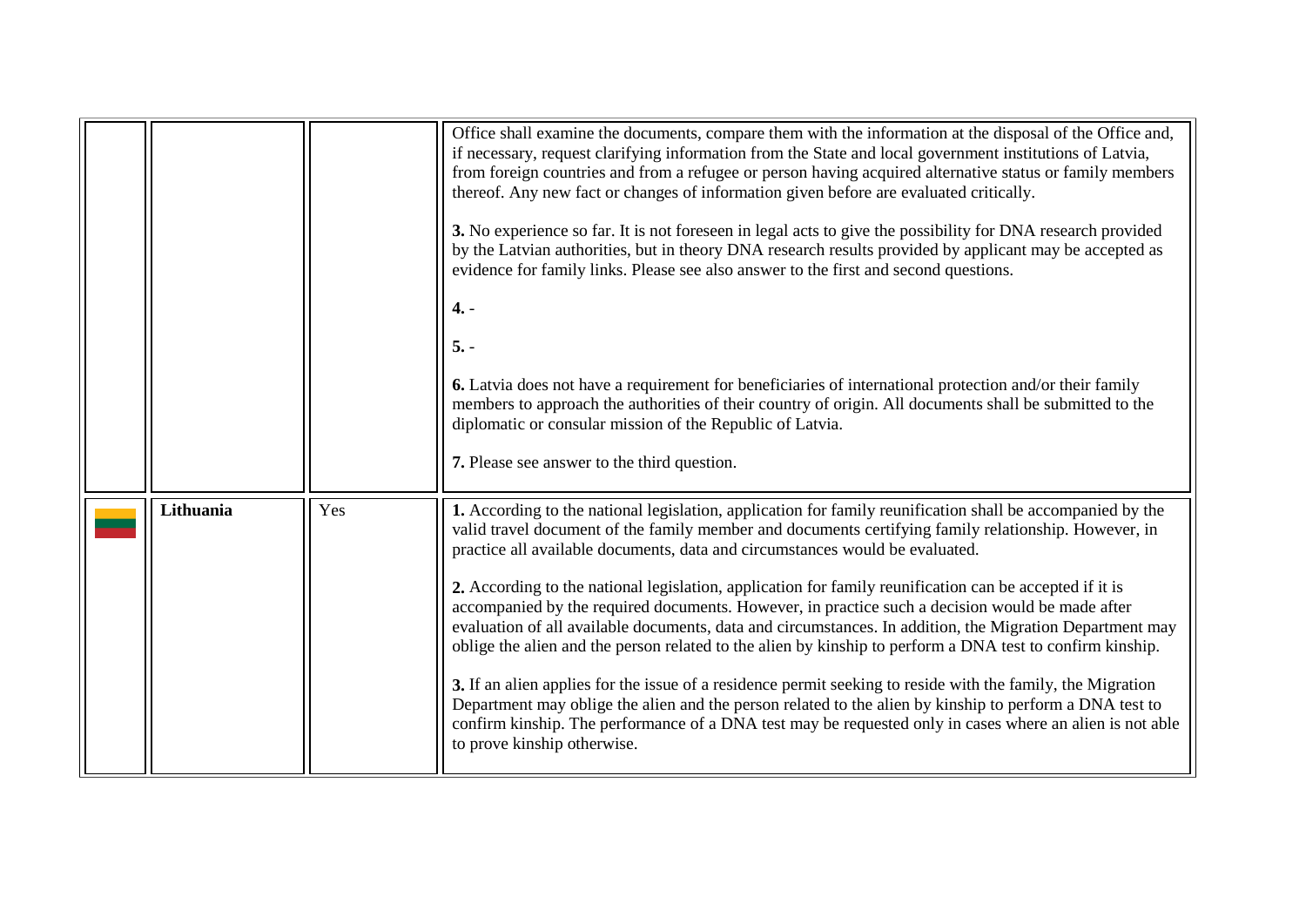| | | | |
|---|---|---|---|
| | | | Office shall examine the documents, compare them with the information at the disposal of the Office and, if necessary, request clarifying information from the State and local government institutions of Latvia, from foreign countries and from a refugee or person having acquired alternative status or family members thereof. Any new fact or changes of information given before are evaluated critically.<br><br>**3.** No experience so far. It is not foreseen in legal acts to give the possibility for DNA research provided by the Latvian authorities, but in theory DNA research results provided by applicant may be accepted as evidence for family links. Please see also answer to the first and second questions.<br><br>**4.** -<br><br>**5.** -<br><br>**6.** Latvia does not have a requirement for beneficiaries of international protection and/or their family members to approach the authorities of their country of origin. All documents shall be submitted to the diplomatic or consular mission of the Republic of Latvia.<br><br>**7.** Please see answer to the third question. |
| | **Lithuania** | Yes | **1.** According to the national legislation, application for family reunification shall be accompanied by the valid travel document of the family member and documents certifying family relationship. However, in practice all available documents, data and circumstances would be evaluated.<br><br>**2.** According to the national legislation, application for family reunification can be accepted if it is accompanied by the required documents. However, in practice such a decision would be made after evaluation of all available documents, data and circumstances. In addition, the Migration Department may oblige the alien and the person related to the alien by kinship to perform a DNA test to confirm kinship.<br><br>**3.** If an alien applies for the issue of a residence permit seeking to reside with the family, the Migration Department may oblige the alien and the person related to the alien by kinship to perform a DNA test to confirm kinship. The performance of a DNA test may be requested only in cases where an alien is not able to prove kinship otherwise. |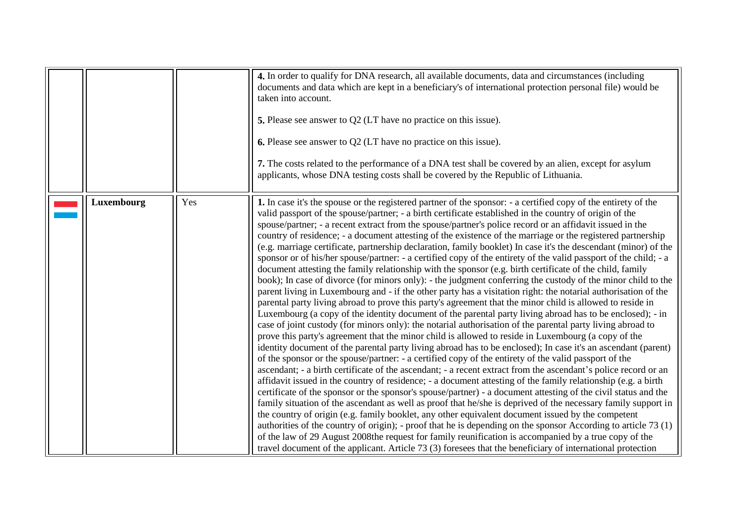| | | | |
|---|---|---|---|
| | | | **4.** In order to qualify for DNA research, all available documents, data and circumstances (including documents and data which are kept in a beneficiary's of international protection personal file) would be taken into account.<br><br>**5.** Please see answer to Q2 (LT have no practice on this issue).<br><br>**6.** Please see answer to Q2 (LT have no practice on this issue).<br><br>**7.** The costs related to the performance of a DNA test shall be covered by an alien, except for asylum applicants, whose DNA testing costs shall be covered by the Republic of Lithuania. |
| | **Luxembourg** | Yes | **1.** In case it's the spouse or the registered partner of the sponsor: - a certified copy of the entirety of the valid passport of the spouse/partner; - a birth certificate established in the country of origin of the spouse/partner; - a recent extract from the spouse/partner's police record or an affidavit issued in the country of residence; - a document attesting of the existence of the marriage or the registered partnership (e.g. marriage certificate, partnership declaration, family booklet) In case it's the descendant (minor) of the sponsor or of his/her spouse/partner: - a certified copy of the entirety of the valid passport of the child; - a document attesting the family relationship with the sponsor (e.g. birth certificate of the child, family book); In case of divorce (for minors only): - the judgment conferring the custody of the minor child to the parent living in Luxembourg and - if the other party has a visitation right: the notarial authorisation of the parental party living abroad to prove this party's agreement that the minor child is allowed to reside in Luxembourg (a copy of the identity document of the parental party living abroad has to be enclosed); - in case of joint custody (for minors only): the notarial authorisation of the parental party living abroad to prove this party's agreement that the minor child is allowed to reside in Luxembourg (a copy of the identity document of the parental party living abroad has to be enclosed); In case it's an ascendant (parent) of the sponsor or the spouse/partner: - a certified copy of the entirety of the valid passport of the ascendant; - a birth certificate of the ascendant; - a recent extract from the ascendant's police record or an affidavit issued in the country of residence; - a document attesting of the family relationship (e.g. a birth certificate of the sponsor or the sponsor's spouse/partner) - a document attesting of the civil status and the family situation of the ascendant as well as proof that he/she is deprived of the necessary family support in the country of origin (e.g. family booklet, any other equivalent document issued by the competent authorities of the country of origin); - proof that he is depending on the sponsor According to article 73 (1) of the law of 29 August 2008the request for family reunification is accompanied by a true copy of the travel document of the applicant. Article 73 (3) foresees that the beneficiary of international protection |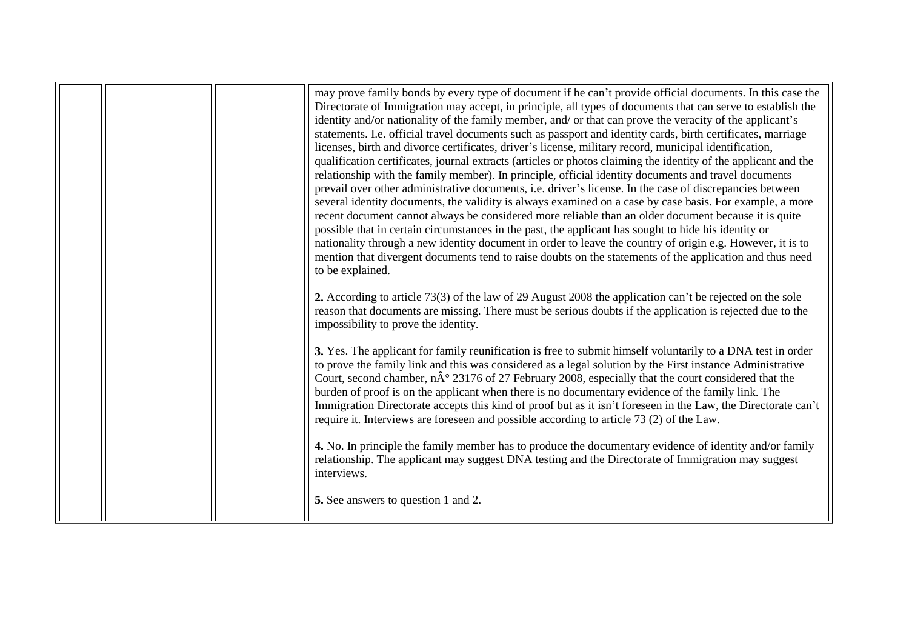| | | | |
|---|---|---|---|
| | | | may prove family bonds by every type of document if he can't provide official documents. In this case the Directorate of Immigration may accept, in principle, all types of documents that can serve to establish the identity and/or nationality of the family member, and/ or that can prove the veracity of the applicant's statements. I.e. official travel documents such as passport and identity cards, birth certificates, marriage licenses, birth and divorce certificates, driver's license, military record, municipal identification, qualification certificates, journal extracts (articles or photos claiming the identity of the applicant and the relationship with the family member). In principle, official identity documents and travel documents prevail over other administrative documents, i.e. driver's license. In the case of discrepancies between several identity documents, the validity is always examined on a case by case basis. For example, a more recent document cannot always be considered more reliable than an older document because it is quite possible that in certain circumstances in the past, the applicant has sought to hide his identity or nationality through a new identity document in order to leave the country of origin e.g. However, it is to mention that divergent documents tend to raise doubts on the statements of the application and thus need to be explained.<br><br>**2.** According to article 73(3) of the law of 29 August 2008 the application can't be rejected on the sole reason that documents are missing. There must be serious doubts if the application is rejected due to the impossibility to prove the identity.<br><br>**3.** Yes. The applicant for family reunification is free to submit himself voluntarily to a DNA test in order to prove the family link and this was considered as a legal solution by the First instance Administrative Court, second chamber, nÂ° 23176 of 27 February 2008, especially that the court considered that the burden of proof is on the applicant when there is no documentary evidence of the family link. The Immigration Directorate accepts this kind of proof but as it isn't foreseen in the Law, the Directorate can't require it. Interviews are foreseen and possible according to article 73 (2) of the Law.<br><br>**4.** No. In principle the family member has to produce the documentary evidence of identity and/or family relationship. The applicant may suggest DNA testing and the Directorate of Immigration may suggest interviews.<br><br>**5.** See answers to question 1 and 2. |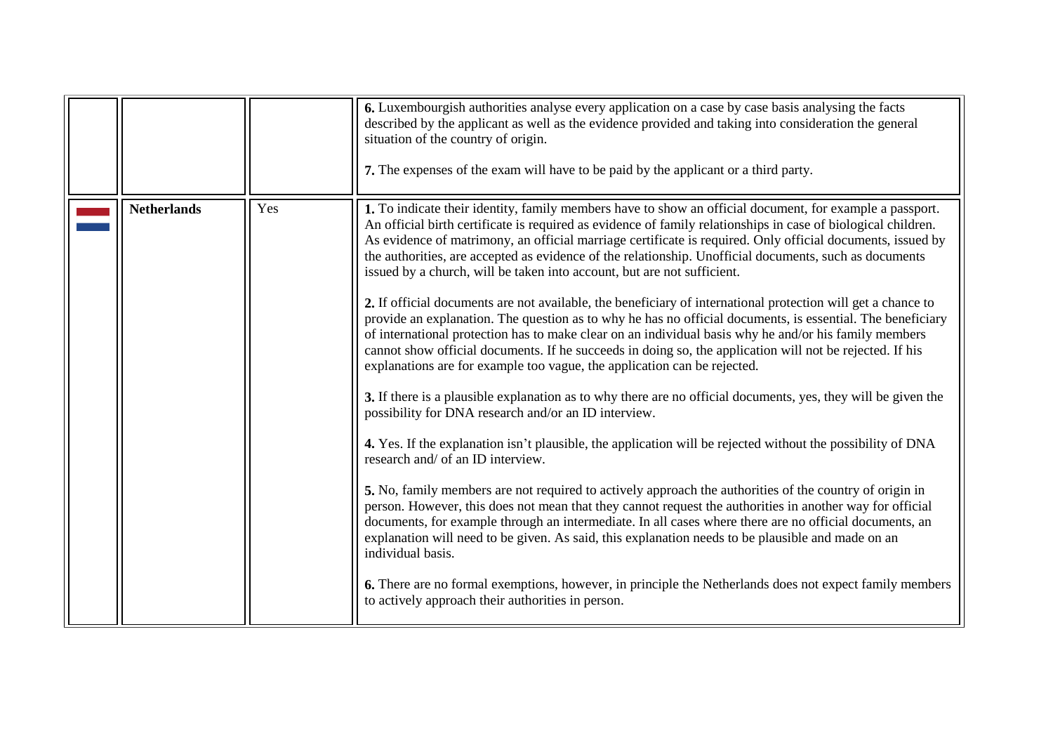|  |  |  |  |
|---|---|---|---|
|  |  |  | **6.** Luxembourgish authorities analyse every application on a case by case basis analysing the facts described by the applicant as well as the evidence provided and taking into consideration the general situation of the country of origin.<br><br>**7.** The expenses of the exam will have to be paid by the applicant or a third party. |
|  | **Netherlands** | Yes | **1.** To indicate their identity, family members have to show an official document, for example a passport. An official birth certificate is required as evidence of family relationships in case of biological children. As evidence of matrimony, an official marriage certificate is required. Only official documents, issued by the authorities, are accepted as evidence of the relationship. Unofficial documents, such as documents issued by a church, will be taken into account, but are not sufficient.<br><br>**2.** If official documents are not available, the beneficiary of international protection will get a chance to provide an explanation. The question as to why he has no official documents, is essential. The beneficiary of international protection has to make clear on an individual basis why he and/or his family members cannot show official documents. If he succeeds in doing so, the application will not be rejected. If his explanations are for example too vague, the application can be rejected.<br><br>**3.** If there is a plausible explanation as to why there are no official documents, yes, they will be given the possibility for DNA research and/or an ID interview.<br><br>**4.** Yes. If the explanation isn't plausible, the application will be rejected without the possibility of DNA research and/ of an ID interview.<br><br>**5.** No, family members are not required to actively approach the authorities of the country of origin in person. However, this does not mean that they cannot request the authorities in another way for official documents, for example through an intermediate. In all cases where there are no official documents, an explanation will need to be given. As said, this explanation needs to be plausible and made on an individual basis.<br><br>**6.** There are no formal exemptions, however, in principle the Netherlands does not expect family members to actively approach their authorities in person. |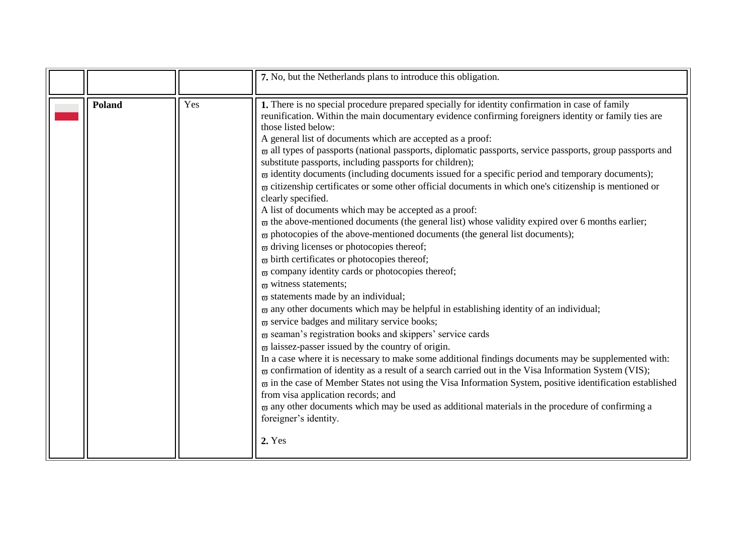| | | | |
|---|---|---|---|
| | | | **7.** No, but the Netherlands plans to introduce this obligation. |
| | **Poland** | Yes | **1.** There is no special procedure prepared specially for identity confirmation in case of family reunification. Within the main documentary evidence confirming foreigners identity or family ties are those listed below:<br>A general list of documents which are accepted as a proof:<br>ϖ all types of passports (national passports, diplomatic passports, service passports, group passports and substitute passports, including passports for children);<br>ϖ identity documents (including documents issued for a specific period and temporary documents);<br>ϖ citizenship certificates or some other official documents in which one's citizenship is mentioned or clearly specified.<br>A list of documents which may be accepted as a proof:<br>ϖ the above-mentioned documents (the general list) whose validity expired over 6 months earlier;<br>ϖ photocopies of the above-mentioned documents (the general list documents);<br>ϖ driving licenses or photocopies thereof;<br>ϖ birth certificates or photocopies thereof;<br>ϖ company identity cards or photocopies thereof;<br>ϖ witness statements;<br>ϖ statements made by an individual;<br>ϖ any other documents which may be helpful in establishing identity of an individual;<br>ϖ service badges and military service books;<br>ϖ seaman's registration books and skippers' service cards<br>ϖ laissez-passer issued by the country of origin.<br>In a case where it is necessary to make some additional findings documents may be supplemented with:<br>ϖ confirmation of identity as a result of a search carried out in the Visa Information System (VIS);<br>ϖ in the case of Member States not using the Visa Information System, positive identification established from visa application records; and<br>ϖ any other documents which may be used as additional materials in the procedure of confirming a foreigner's identity.<br><br>**2.** Yes |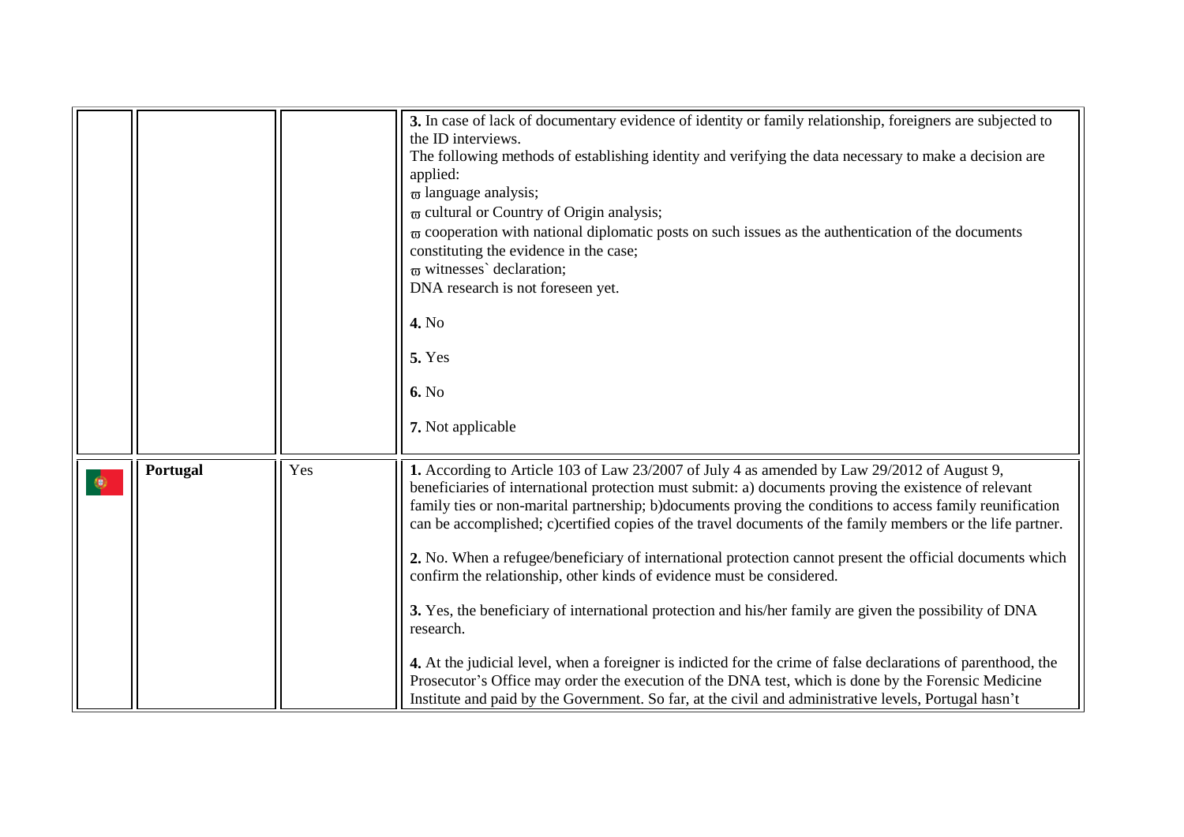| | | | |
|---|---|---|---|
| | | | **3.** In case of lack of documentary evidence of identity or family relationship, foreigners are subjected to the ID interviews.<br>The following methods of establishing identity and verifying the data necessary to make a decision are applied:<br>ϖ language analysis;<br>ϖ cultural or Country of Origin analysis;<br>ϖ cooperation with national diplomatic posts on such issues as the authentication of the documents constituting the evidence in the case;<br>ϖ witnesses` declaration;<br>DNA research is not foreseen yet.<br><br>**4.** No<br><br>**5.** Yes<br><br>**6.** No<br><br>**7.** Not applicable |
| | **Portugal** | Yes | **1.** According to Article 103 of Law 23/2007 of July 4 as amended by Law 29/2012 of August 9, beneficiaries of international protection must submit: a) documents proving the existence of relevant family ties or non-marital partnership; b)documents proving the conditions to access family reunification can be accomplished; c)certified copies of the travel documents of the family members or the life partner.<br><br>**2.** No. When a refugee/beneficiary of international protection cannot present the official documents which confirm the relationship, other kinds of evidence must be considered.<br><br>**3.** Yes, the beneficiary of international protection and his/her family are given the possibility of DNA research.<br><br>**4.** At the judicial level, when a foreigner is indicted for the crime of false declarations of parenthood, the Prosecutor's Office may order the execution of the DNA test, which is done by the Forensic Medicine Institute and paid by the Government. So far, at the civil and administrative levels, Portugal hasn't |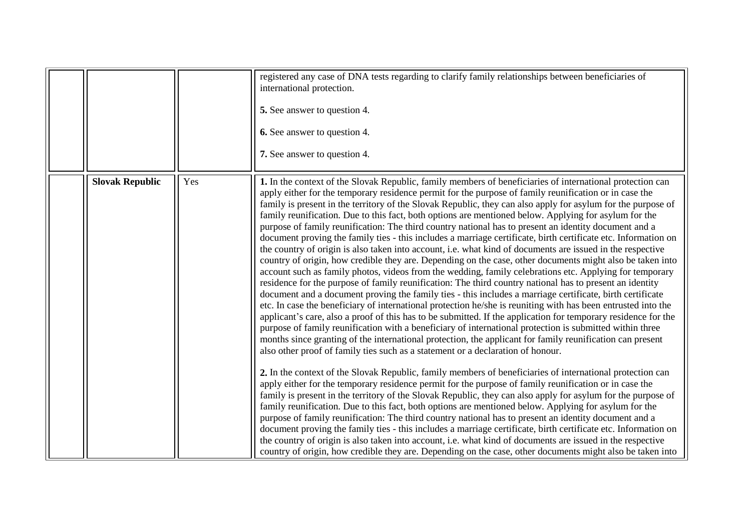| | | | |
|---|---|---|---|
| | | | registered any case of DNA tests regarding to clarify family relationships between beneficiaries of international protection.<br><br>**5.** See answer to question 4.<br><br>**6.** See answer to question 4.<br><br>**7.** See answer to question 4. |
| | **Slovak Republic** | Yes | **1.** In the context of the Slovak Republic, family members of beneficiaries of international protection can apply either for the temporary residence permit for the purpose of family reunification or in case the family is present in the territory of the Slovak Republic, they can also apply for asylum for the purpose of family reunification. Due to this fact, both options are mentioned below. Applying for asylum for the purpose of family reunification: The third country national has to present an identity document and a document proving the family ties - this includes a marriage certificate, birth certificate etc. Information on the country of origin is also taken into account, i.e. what kind of documents are issued in the respective country of origin, how credible they are. Depending on the case, other documents might also be taken into account such as family photos, videos from the wedding, family celebrations etc. Applying for temporary residence for the purpose of family reunification: The third country national has to present an identity document and a document proving the family ties - this includes a marriage certificate, birth certificate etc. In case the beneficiary of international protection he/she is reuniting with has been entrusted into the applicant's care, also a proof of this has to be submitted. If the application for temporary residence for the purpose of family reunification with a beneficiary of international protection is submitted within three months since granting of the international protection, the applicant for family reunification can present also other proof of family ties such as a statement or a declaration of honour.<br><br>**2.** In the context of the Slovak Republic, family members of beneficiaries of international protection can apply either for the temporary residence permit for the purpose of family reunification or in case the family is present in the territory of the Slovak Republic, they can also apply for asylum for the purpose of family reunification. Due to this fact, both options are mentioned below. Applying for asylum for the purpose of family reunification: The third country national has to present an identity document and a document proving the family ties - this includes a marriage certificate, birth certificate etc. Information on the country of origin is also taken into account, i.e. what kind of documents are issued in the respective country of origin, how credible they are. Depending on the case, other documents might also be taken into |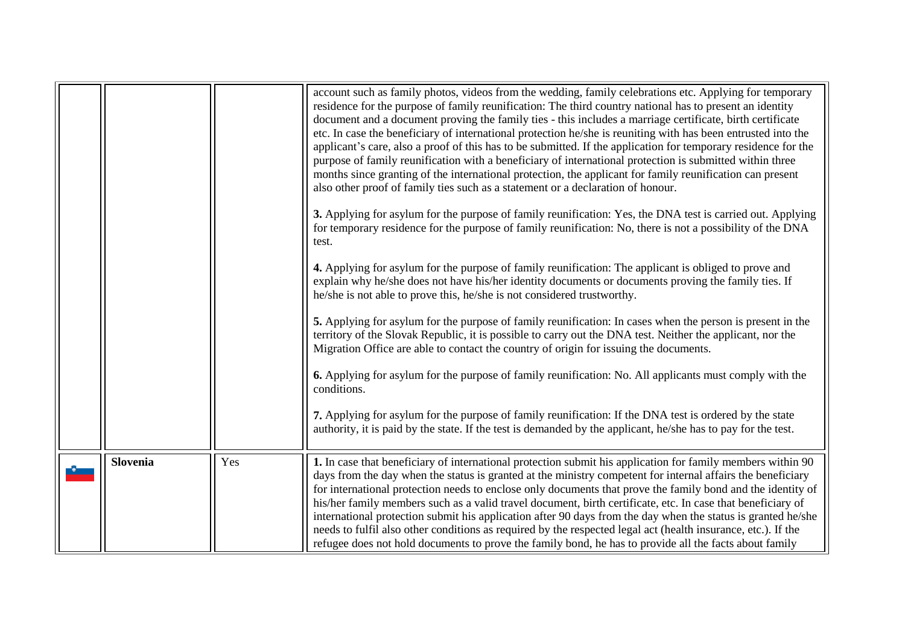| | | | |
|---|---|---|---|
| | | | account such as family photos, videos from the wedding, family celebrations etc. Applying for temporary residence for the purpose of family reunification: The third country national has to present an identity document and a document proving the family ties - this includes a marriage certificate, birth certificate etc. In case the beneficiary of international protection he/she is reuniting with has been entrusted into the applicant's care, also a proof of this has to be submitted. If the application for temporary residence for the purpose of family reunification with a beneficiary of international protection is submitted within three months since granting of the international protection, the applicant for family reunification can present also other proof of family ties such as a statement or a declaration of honour.<br><br>**3.** Applying for asylum for the purpose of family reunification: Yes, the DNA test is carried out. Applying for temporary residence for the purpose of family reunification: No, there is not a possibility of the DNA test.<br><br>**4.** Applying for asylum for the purpose of family reunification: The applicant is obliged to prove and explain why he/she does not have his/her identity documents or documents proving the family ties. If he/she is not able to prove this, he/she is not considered trustworthy.<br><br>**5.** Applying for asylum for the purpose of family reunification: In cases when the person is present in the territory of the Slovak Republic, it is possible to carry out the DNA test. Neither the applicant, nor the Migration Office are able to contact the country of origin for issuing the documents.<br><br>**6.** Applying for asylum for the purpose of family reunification: No. All applicants must comply with the conditions.<br><br>**7.** Applying for asylum for the purpose of family reunification: If the DNA test is ordered by the state authority, it is paid by the state. If the test is demanded by the applicant, he/she has to pay for the test. |
| | **Slovenia** | Yes | **1.** In case that beneficiary of international protection submit his application for family members within 90 days from the day when the status is granted at the ministry competent for internal affairs the beneficiary for international protection needs to enclose only documents that prove the family bond and the identity of his/her family members such as a valid travel document, birth certificate, etc. In case that beneficiary of international protection submit his application after 90 days from the day when the status is granted he/she needs to fulfil also other conditions as required by the respected legal act (health insurance, etc.). If the refugee does not hold documents to prove the family bond, he has to provide all the facts about family |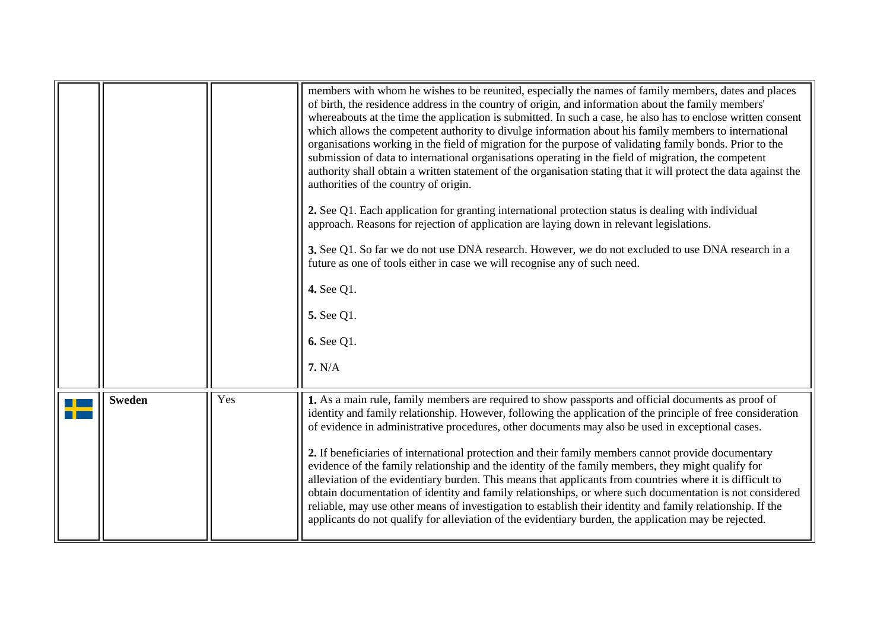| | | | |
|---|---|---|---|
| | | | members with whom he wishes to be reunited, especially the names of family members, dates and places of birth, the residence address in the country of origin, and information about the family members' whereabouts at the time the application is submitted. In such a case, he also has to enclose written consent which allows the competent authority to divulge information about his family members to international organisations working in the field of migration for the purpose of validating family bonds. Prior to the submission of data to international organisations operating in the field of migration, the competent authority shall obtain a written statement of the organisation stating that it will protect the data against the authorities of the country of origin.<br><br>**2.** See Q1. Each application for granting international protection status is dealing with individual approach. Reasons for rejection of application are laying down in relevant legislations.<br><br>**3.** See Q1. So far we do not use DNA research. However, we do not excluded to use DNA research in a future as one of tools either in case we will recognise any of such need.<br><br>**4.** See Q1.<br><br>**5.** See Q1.<br><br>**6.** See Q1.<br><br>**7.** N/A |
| | **Sweden** | Yes | **1.** As a main rule, family members are required to show passports and official documents as proof of identity and family relationship. However, following the application of the principle of free consideration of evidence in administrative procedures, other documents may also be used in exceptional cases.<br><br>**2.** If beneficiaries of international protection and their family members cannot provide documentary evidence of the family relationship and the identity of the family members, they might qualify for alleviation of the evidentiary burden. This means that applicants from countries where it is difficult to obtain documentation of identity and family relationships, or where such documentation is not considered reliable, may use other means of investigation to establish their identity and family relationship. If the applicants do not qualify for alleviation of the evidentiary burden, the application may be rejected. |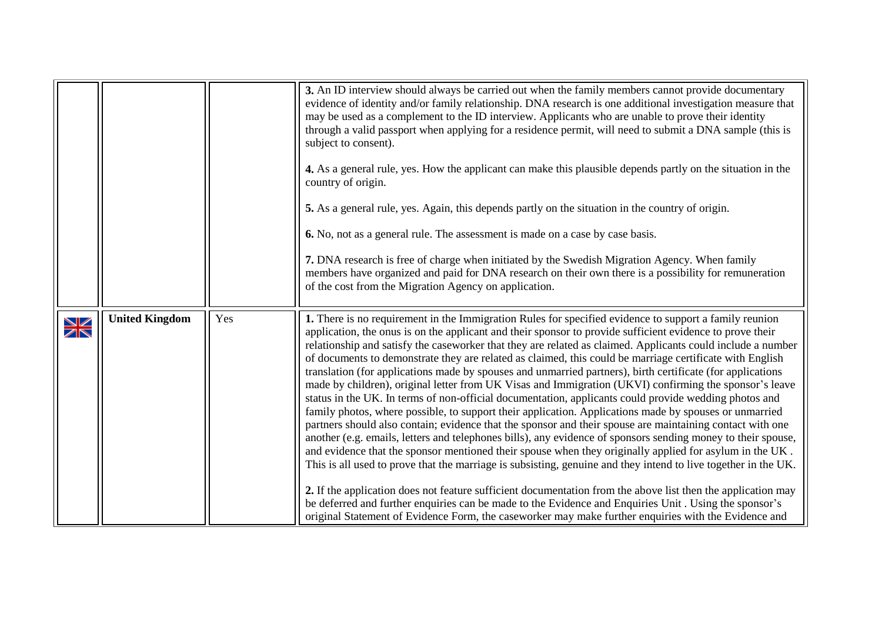| | | | |
|---|---|---|---|
| | | | **3.** An ID interview should always be carried out when the family members cannot provide documentary evidence of identity and/or family relationship. DNA research is one additional investigation measure that may be used as a complement to the ID interview. Applicants who are unable to prove their identity through a valid passport when applying for a residence permit, will need to submit a DNA sample (this is subject to consent).<br><br>**4.** As a general rule, yes. How the applicant can make this plausible depends partly on the situation in the country of origin.<br><br>**5.** As a general rule, yes. Again, this depends partly on the situation in the country of origin.<br><br>**6.** No, not as a general rule. The assessment is made on a case by case basis.<br><br>**7.** DNA research is free of charge when initiated by the Swedish Migration Agency. When family members have organized and paid for DNA research on their own there is a possibility for remuneration of the cost from the Migration Agency on application. |
| | **United Kingdom** | Yes | **1.** There is no requirement in the Immigration Rules for specified evidence to support a family reunion application, the onus is on the applicant and their sponsor to provide sufficient evidence to prove their relationship and satisfy the caseworker that they are related as claimed. Applicants could include a number of documents to demonstrate they are related as claimed, this could be marriage certificate with English translation (for applications made by spouses and unmarried partners), birth certificate (for applications made by children), original letter from UK Visas and Immigration (UKVI) confirming the sponsor's leave status in the UK. In terms of non-official documentation, applicants could provide wedding photos and family photos, where possible, to support their application. Applications made by spouses or unmarried partners should also contain; evidence that the sponsor and their spouse are maintaining contact with one another (e.g. emails, letters and telephones bills), any evidence of sponsors sending money to their spouse, and evidence that the sponsor mentioned their spouse when they originally applied for asylum in the UK . This is all used to prove that the marriage is subsisting, genuine and they intend to live together in the UK.<br><br>**2.** If the application does not feature sufficient documentation from the above list then the application may be deferred and further enquiries can be made to the Evidence and Enquiries Unit . Using the sponsor's original Statement of Evidence Form, the caseworker may make further enquiries with the Evidence and |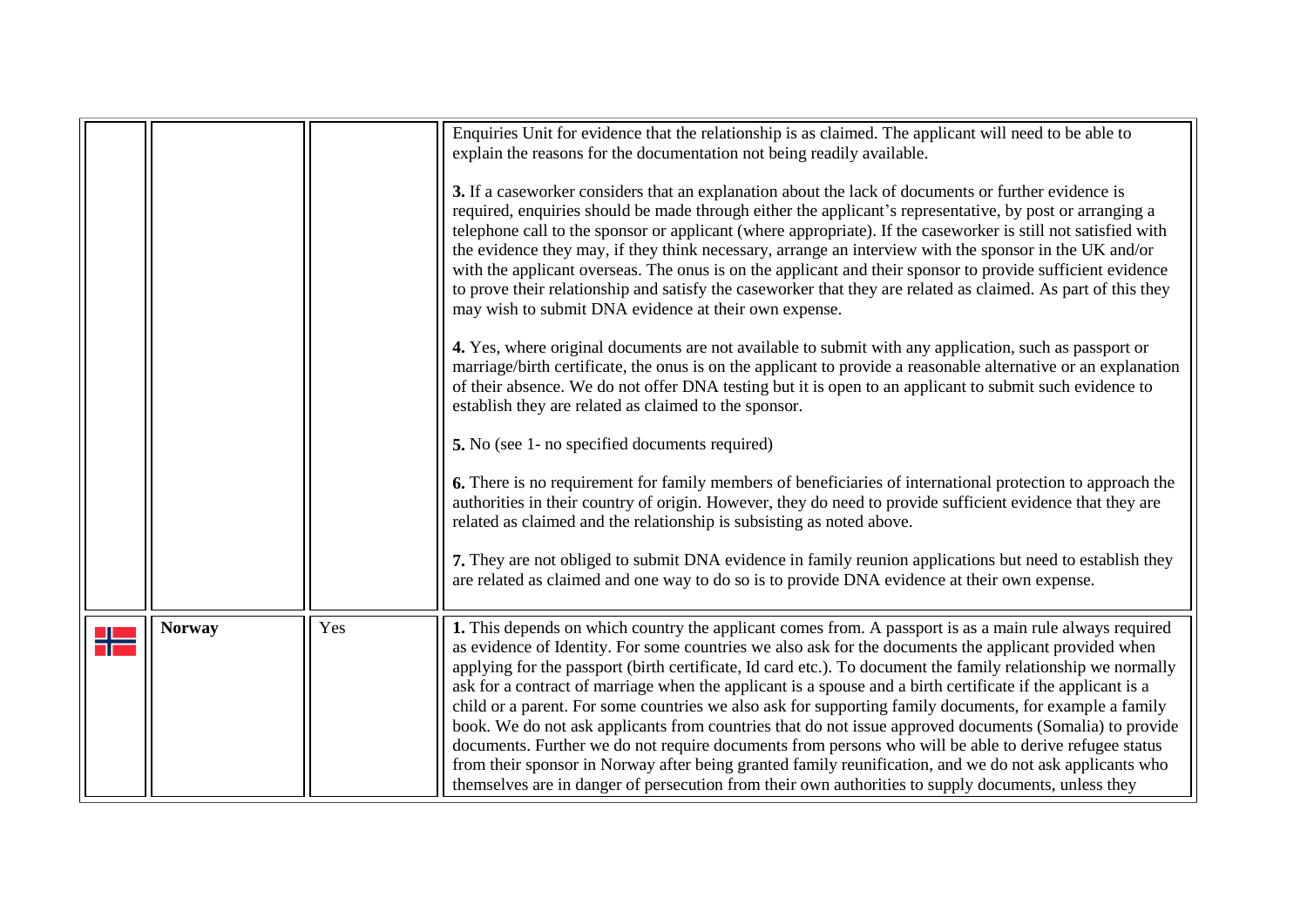|  |  |  |  |
|---|---|---|---|
|  |  |  | Enquiries Unit for evidence that the relationship is as claimed. The applicant will need to be able to explain the reasons for the documentation not being readily available.<br><br>**3.** If a caseworker considers that an explanation about the lack of documents or further evidence is required, enquiries should be made through either the applicant's representative, by post or arranging a telephone call to the sponsor or applicant (where appropriate). If the caseworker is still not satisfied with the evidence they may, if they think necessary, arrange an interview with the sponsor in the UK and/or with the applicant overseas. The onus is on the applicant and their sponsor to provide sufficient evidence to prove their relationship and satisfy the caseworker that they are related as claimed. As part of this they may wish to submit DNA evidence at their own expense.<br><br>**4.** Yes, where original documents are not available to submit with any application, such as passport or marriage/birth certificate, the onus is on the applicant to provide a reasonable alternative or an explanation of their absence. We do not offer DNA testing but it is open to an applicant to submit such evidence to establish they are related as claimed to the sponsor.<br><br>**5.** No (see 1- no specified documents required)<br><br>**6.** There is no requirement for family members of beneficiaries of international protection to approach the authorities in their country of origin. However, they do need to provide sufficient evidence that they are related as claimed and the relationship is subsisting as noted above.<br><br>**7.** They are not obliged to submit DNA evidence in family reunion applications but need to establish they are related as claimed and one way to do so is to provide DNA evidence at their own expense. |
|  | **Norway** | Yes | **1.** This depends on which country the applicant comes from. A passport is as a main rule always required as evidence of Identity. For some countries we also ask for the documents the applicant provided when applying for the passport (birth certificate, Id card etc.). To document the family relationship we normally ask for a contract of marriage when the applicant is a spouse and a birth certificate if the applicant is a child or a parent. For some countries we also ask for supporting family documents, for example a family book. We do not ask applicants from countries that do not issue approved documents (Somalia) to provide documents. Further we do not require documents from persons who will be able to derive refugee status from their sponsor in Norway after being granted family reunification, and we do not ask applicants who themselves are in danger of persecution from their own authorities to supply documents, unless they |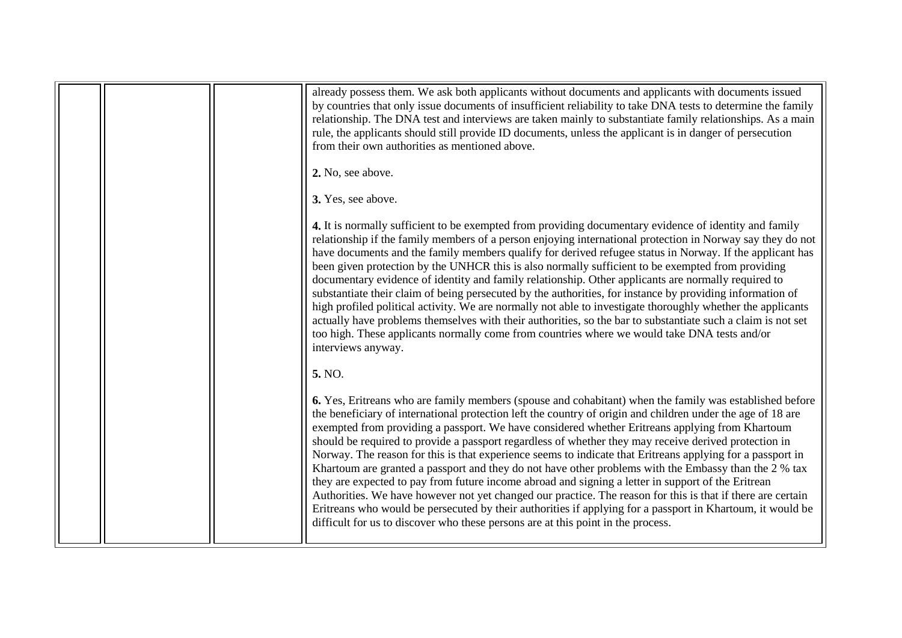| | | | |
|---|---|---|---|
| | | | already possess them. We ask both applicants without documents and applicants with documents issued by countries that only issue documents of insufficient reliability to take DNA tests to determine the family relationship. The DNA test and interviews are taken mainly to substantiate family relationships. As a main rule, the applicants should still provide ID documents, unless the applicant is in danger of persecution from their own authorities as mentioned above.<br><br>**2.** No, see above.<br><br>**3.** Yes, see above.<br><br>**4.** It is normally sufficient to be exempted from providing documentary evidence of identity and family relationship if the family members of a person enjoying international protection in Norway say they do not have documents and the family members qualify for derived refugee status in Norway. If the applicant has been given protection by the UNHCR this is also normally sufficient to be exempted from providing documentary evidence of identity and family relationship. Other applicants are normally required to substantiate their claim of being persecuted by the authorities, for instance by providing information of high profiled political activity. We are normally not able to investigate thoroughly whether the applicants actually have problems themselves with their authorities, so the bar to substantiate such a claim is not set too high. These applicants normally come from countries where we would take DNA tests and/or interviews anyway.<br><br>**5.** NO.<br><br>**6.** Yes, Eritreans who are family members (spouse and cohabitant) when the family was established before the beneficiary of international protection left the country of origin and children under the age of 18 are exempted from providing a passport. We have considered whether Eritreans applying from Khartoum should be required to provide a passport regardless of whether they may receive derived protection in Norway. The reason for this is that experience seems to indicate that Eritreans applying for a passport in Khartoum are granted a passport and they do not have other problems with the Embassy than the 2 % tax they are expected to pay from future income abroad and signing a letter in support of the Eritrean Authorities. We have however not yet changed our practice. The reason for this is that if there are certain Eritreans who would be persecuted by their authorities if applying for a passport in Khartoum, it would be difficult for us to discover who these persons are at this point in the process. |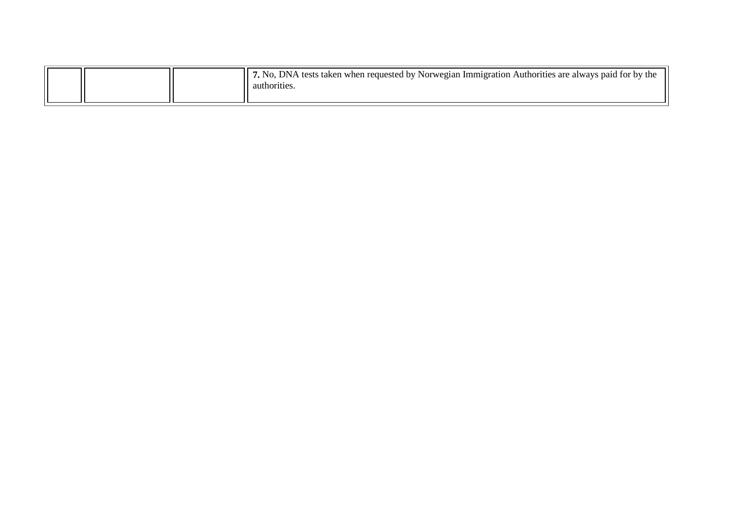| | | | |
|---|---|---|---|
| | | | **7.** No, DNA tests taken when requested by Norwegian Immigration Authorities are always paid for by the authorities. |